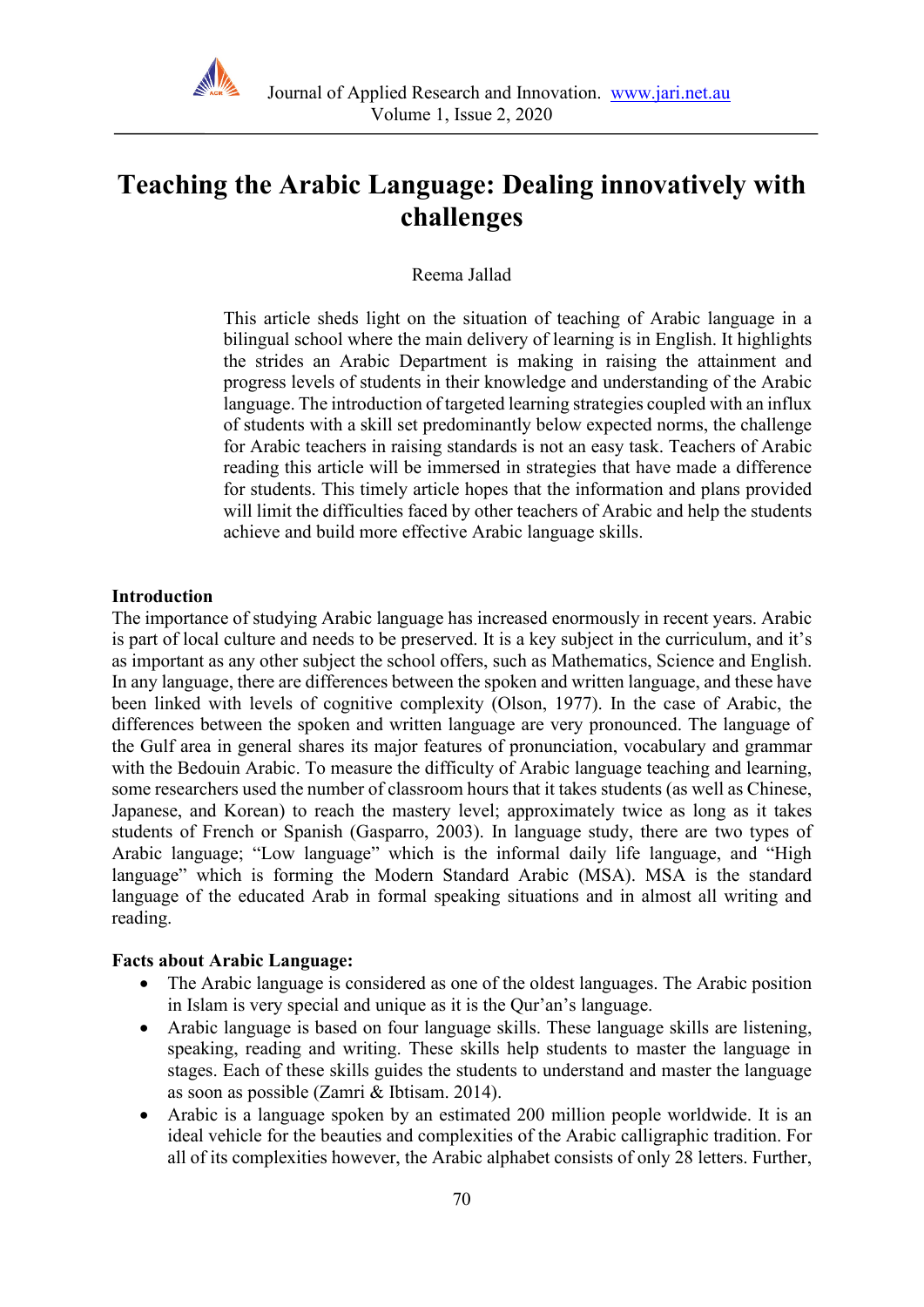# Teaching the Arabic Language: Dealing innovatively with challenges

Reema Jallad

This article sheds light on the situation of teaching of Arabic language in a bilingual school where the main delivery of learning is in English. It highlights the strides an Arabic Department is making in raising the attainment and progress levels of students in their knowledge and understanding of the Arabic language. The introduction of targeted learning strategies coupled with an influx of students with a skill set predominantly below expected norms, the challenge for Arabic teachers in raising standards is not an easy task. Teachers of Arabic reading this article will be immersed in strategies that have made a difference for students. This timely article hopes that the information and plans provided will limit the difficulties faced by other teachers of Arabic and help the students achieve and build more effective Arabic language skills.

**Introduction**

The importance of studying Arabic language has increased enormously in recent years. Arabic is part of local culture and needs to be preserved. It is a key subject in the curriculum, and it's as important as any other subject the school offers, such as Mathematics, Science and English. In any language, there are differences between the spoken and written language, and these have been linked with levels of cognitive complexity (Olson, 1977). In the case of Arabic, the differences between the spoken and written language are very pronounced. The language of the Gulf area in general shares its major features of pronunciation, vocabulary and grammar with the Bedouin Arabic. To measure the difficulty of Arabic language teaching and learning, some researchers used the number of classroom hours that it takes students (as well as Chinese, Japanese, and Korean) to reach the mastery level; approximately twice as long as it takes students of French or Spanish (Gasparro, 2003). In language study, there are two types of Arabic language; "Low language" which is the informal daily life language, and "High language" which is forming the Modern Standard Arabic (MSA). MSA is the standard language of the educated Arab in formal speaking situations and in almost all writing and reading.

**Facts about Arabic Language:**

- The Arabic language is considered as one of the oldest languages. The Arabic position in Islam is very special and unique as it is the Qur'an's language.
- Arabic language is based on four language skills. These language skills are listening, speaking, reading and writing. These skills help students to master the language in stages. Each of these skills guides the students to understand and master the language as soon as possible (Zamri & Ibtisam. 2014).
- Arabic is a language spoken by an estimated 200 million people worldwide. It is an ideal vehicle for the beauties and complexities of the Arabic calligraphic tradition. For all of its complexities however, the Arabic alphabet consists of only 28 letters. Further,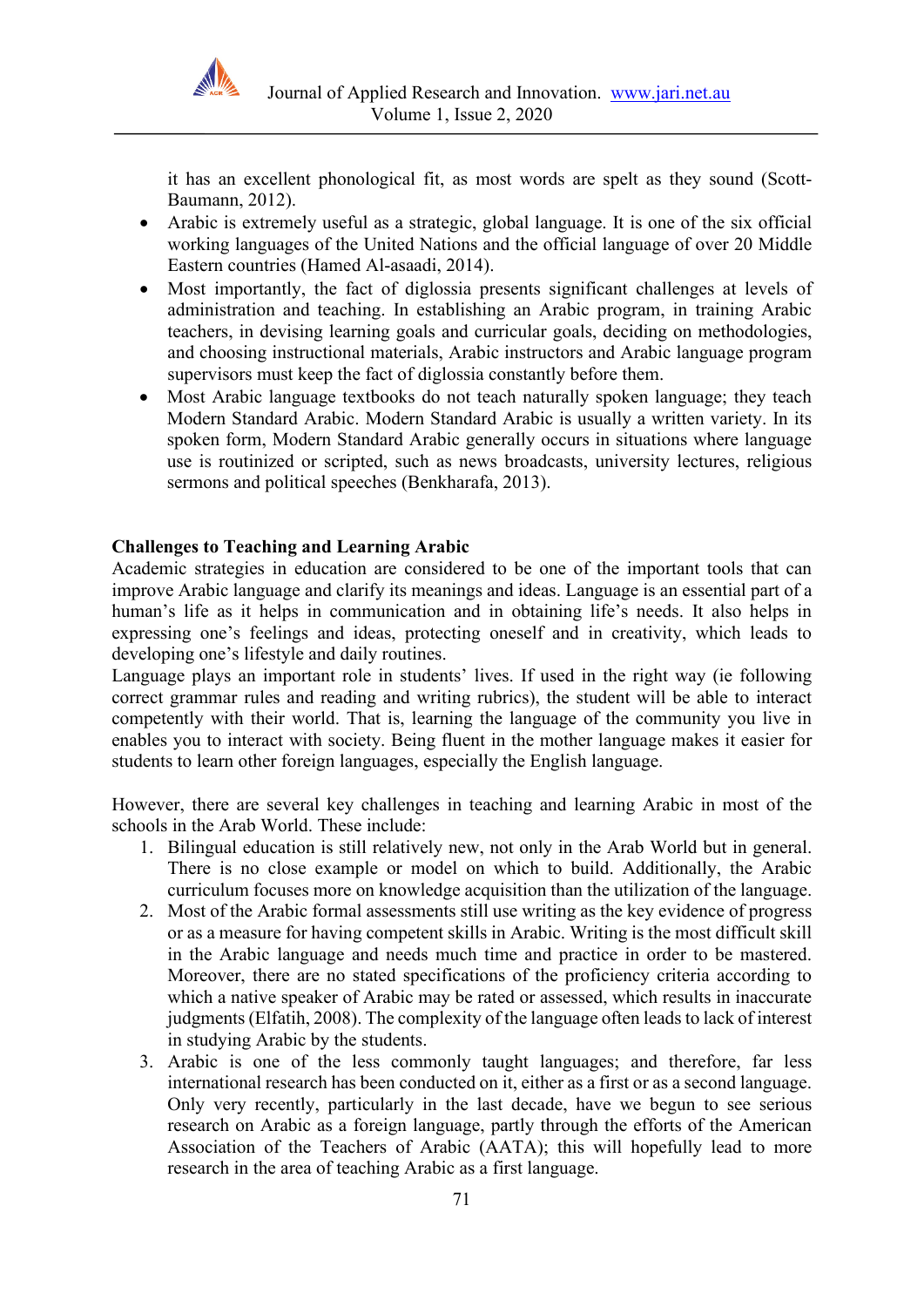it has an excellent phonological fit, as most words are spelt as they sound (Scott-Baumann, 2012).

- Arabic is extremely useful as a strategic, global language. It is one of the six official working languages of the United Nations and the official language of over 20 Middle Eastern countries (Hamed Al-asaadi, 2014).
- Most importantly, the fact of diglossia presents significant challenges at levels of administration and teaching. In establishing an Arabic program, in training Arabic teachers, in devising learning goals and curricular goals, deciding on methodologies, and choosing instructional materials, Arabic instructors and Arabic language program supervisors must keep the fact of diglossia constantly before them.
- Most Arabic language textbooks do not teach naturally spoken language; they teach Modern Standard Arabic. Modern Standard Arabic is usually a written variety. In its spoken form, Modern Standard Arabic generally occurs in situations where language use is routinized or scripted, such as news broadcasts, university lectures, religious sermons and political speeches (Benkharafa, 2013).

**Challenges to Teaching and Learning Arabic**

Academic strategies in education are considered to be one of the important tools that can improve Arabic language and clarify its meanings and ideas. Language is an essential part of a human's life as it helps in communication and in obtaining life's needs. It also helps in expressing one's feelings and ideas, protecting oneself and in creativity, which leads to developing one's lifestyle and daily routines.

Language plays an important role in students' lives. If used in the right way (ie following correct grammar rules and reading and writing rubrics), the student will be able to interact competently with their world. That is, learning the language of the community you live in enables you to interact with society. Being fluent in the mother language makes it easier for students to learn other foreign languages, especially the English language.

However, there are several key challenges in teaching and learning Arabic in most of the schools in the Arab World. These include:

1. Bilingual education is still relatively new, not only in the Arab World but in general. There is no close example or model on which to build. Additionally, the Arabic curriculum focuses more on knowledge acquisition than the utilization of the language.
2. Most of the Arabic formal assessments still use writing as the key evidence of progress or as a measure for having competent skills in Arabic. Writing is the most difficult skill in the Arabic language and needs much time and practice in order to be mastered. Moreover, there are no stated specifications of the proficiency criteria according to which a native speaker of Arabic may be rated or assessed, which results in inaccurate judgments (Elfatih, 2008). The complexity of the language often leads to lack of interest in studying Arabic by the students.
3. Arabic is one of the less commonly taught languages; and therefore, far less international research has been conducted on it, either as a first or as a second language. Only very recently, particularly in the last decade, have we begun to see serious research on Arabic as a foreign language, partly through the efforts of the American Association of the Teachers of Arabic (AATA); this will hopefully lead to more research in the area of teaching Arabic as a first language.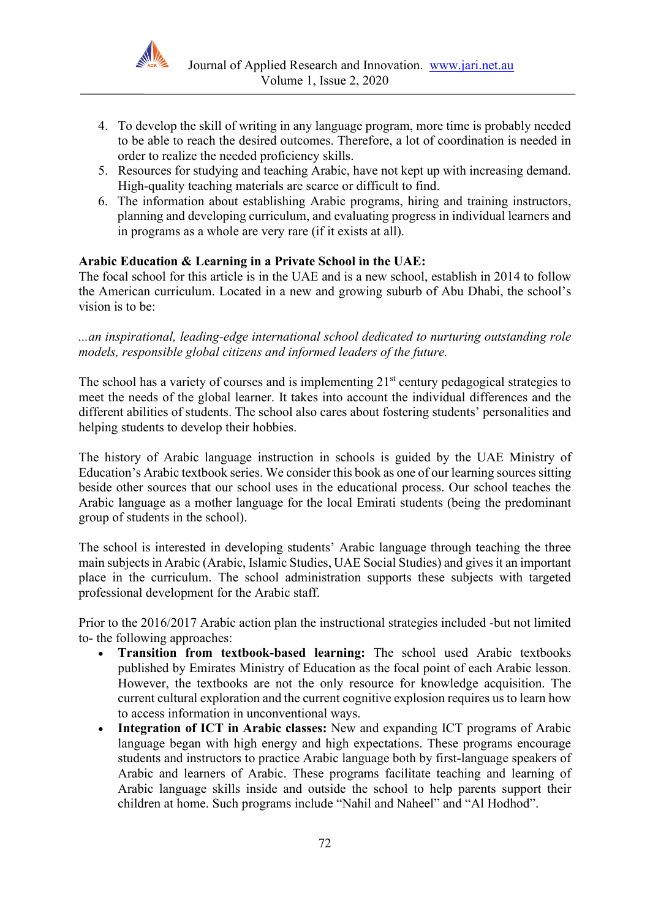4. To develop the skill of writing in any language program, more time is probably needed to be able to reach the desired outcomes. Therefore, a lot of coordination is needed in order to realize the needed proficiency skills.
5. Resources for studying and teaching Arabic, have not kept up with increasing demand. High-quality teaching materials are scarce or difficult to find.
6. The information about establishing Arabic programs, hiring and training instructors, planning and developing curriculum, and evaluating progress in individual learners and in programs as a whole are very rare (if it exists at all).

**Arabic Education & Learning in a Private School in the UAE:**

The focal school for this article is in the UAE and is a new school, establish in 2014 to follow the American curriculum. Located in a new and growing suburb of Abu Dhabi, the school's vision is to be:

*...an inspirational, leading-edge international school dedicated to nurturing outstanding role models, responsible global citizens and informed leaders of the future.*

The school has a variety of courses and is implementing 21st century pedagogical strategies to meet the needs of the global learner. It takes into account the individual differences and the different abilities of students. The school also cares about fostering students' personalities and helping students to develop their hobbies.

The history of Arabic language instruction in schools is guided by the UAE Ministry of Education's Arabic textbook series. We consider this book as one of our learning sources sitting beside other sources that our school uses in the educational process. Our school teaches the Arabic language as a mother language for the local Emirati students (being the predominant group of students in the school).

The school is interested in developing students' Arabic language through teaching the three main subjects in Arabic (Arabic, Islamic Studies, UAE Social Studies) and gives it an important place in the curriculum. The school administration supports these subjects with targeted professional development for the Arabic staff.

Prior to the 2016/2017 Arabic action plan the instructional strategies included -but not limited to- the following approaches:

- **Transition from textbook-based learning:** The school used Arabic textbooks published by Emirates Ministry of Education as the focal point of each Arabic lesson. However, the textbooks are not the only resource for knowledge acquisition. The current cultural exploration and the current cognitive explosion requires us to learn how to access information in unconventional ways.
- **Integration of ICT in Arabic classes:** New and expanding ICT programs of Arabic language began with high energy and high expectations. These programs encourage students and instructors to practice Arabic language both by first-language speakers of Arabic and learners of Arabic. These programs facilitate teaching and learning of Arabic language skills inside and outside the school to help parents support their children at home. Such programs include "Nahil and Naheel" and "Al Hodhod".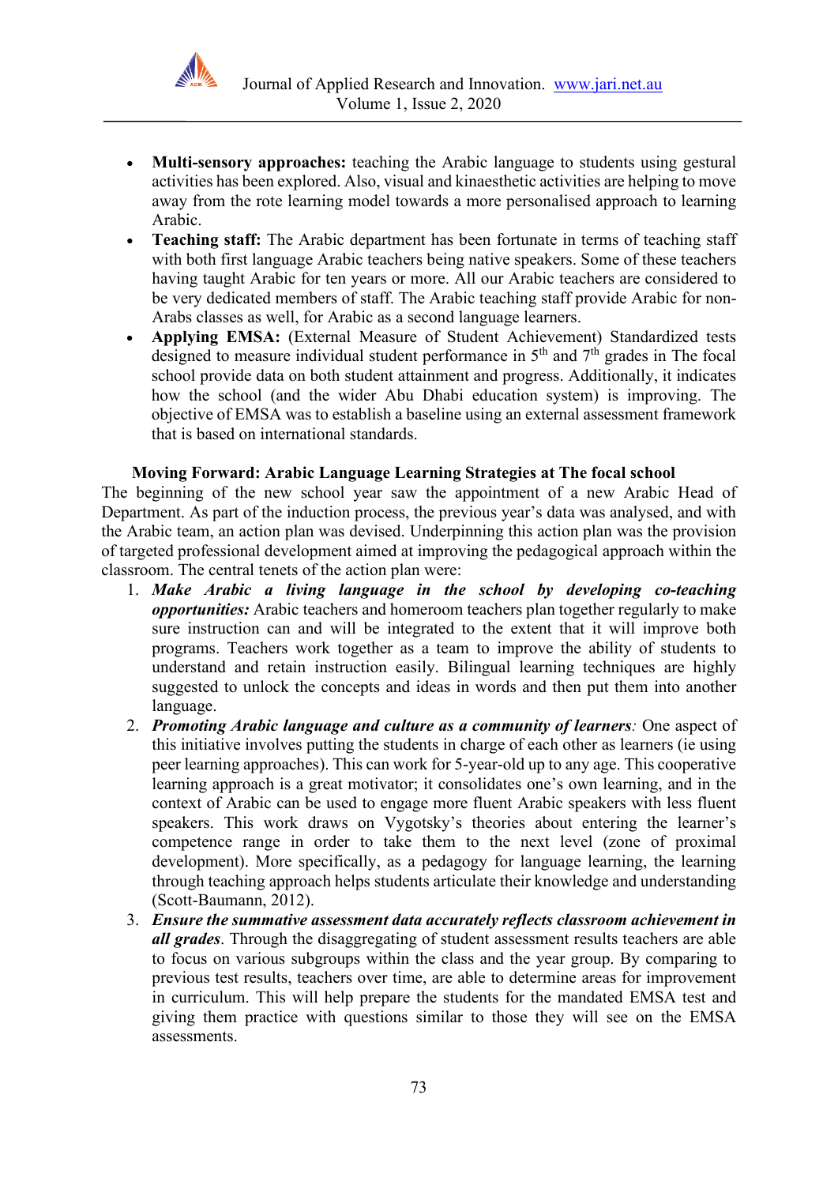- **Multi-sensory approaches:** teaching the Arabic language to students using gestural activities has been explored. Also, visual and kinaesthetic activities are helping to move away from the rote learning model towards a more personalised approach to learning Arabic.
- **Teaching staff:** The Arabic department has been fortunate in terms of teaching staff with both first language Arabic teachers being native speakers. Some of these teachers having taught Arabic for ten years or more. All our Arabic teachers are considered to be very dedicated members of staff. The Arabic teaching staff provide Arabic for non-Arabs classes as well, for Arabic as a second language learners.
- **Applying EMSA:** (External Measure of Student Achievement) Standardized tests designed to measure individual student performance in 5th and 7th grades in The focal school provide data on both student attainment and progress. Additionally, it indicates how the school (and the wider Abu Dhabi education system) is improving. The objective of EMSA was to establish a baseline using an external assessment framework that is based on international standards.

### Moving Forward: Arabic Language Learning Strategies at The focal school

The beginning of the new school year saw the appointment of a new Arabic Head of Department. As part of the induction process, the previous year's data was analysed, and with the Arabic team, an action plan was devised. Underpinning this action plan was the provision of targeted professional development aimed at improving the pedagogical approach within the classroom. The central tenets of the action plan were:

1. ***Make Arabic a living language in the school by developing co-teaching opportunities:*** Arabic teachers and homeroom teachers plan together regularly to make sure instruction can and will be integrated to the extent that it will improve both programs. Teachers work together as a team to improve the ability of students to understand and retain instruction easily. Bilingual learning techniques are highly suggested to unlock the concepts and ideas in words and then put them into another language.
2. ***Promoting Arabic language and culture as a community of learners****:* One aspect of this initiative involves putting the students in charge of each other as learners (ie using peer learning approaches). This can work for 5-year-old up to any age. This cooperative learning approach is a great motivator; it consolidates one's own learning, and in the context of Arabic can be used to engage more fluent Arabic speakers with less fluent speakers. This work draws on Vygotsky's theories about entering the learner's competence range in order to take them to the next level (zone of proximal development). More specifically, as a pedagogy for language learning, the learning through teaching approach helps students articulate their knowledge and understanding (Scott-Baumann, 2012).
3. ***Ensure the summative assessment data accurately reflects classroom achievement in all grades***. Through the disaggregating of student assessment results teachers are able to focus on various subgroups within the class and the year group. By comparing to previous test results, teachers over time, are able to determine areas for improvement in curriculum. This will help prepare the students for the mandated EMSA test and giving them practice with questions similar to those they will see on the EMSA assessments.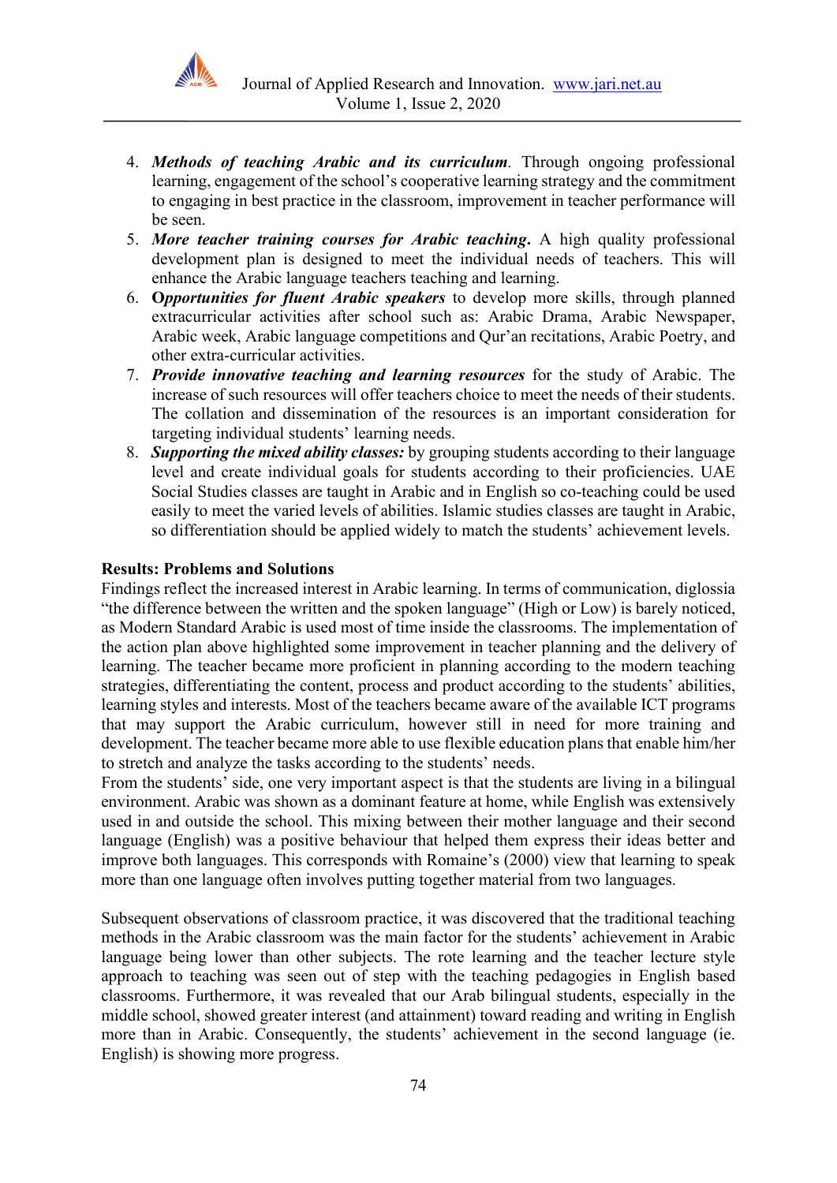4. ***Methods of teaching Arabic and its curriculum***. Through ongoing professional learning, engagement of the school's cooperative learning strategy and the commitment to engaging in best practice in the classroom, improvement in teacher performance will be seen.
5. ***More teacher training courses for Arabic teaching***. A high quality professional development plan is designed to meet the individual needs of teachers. This will enhance the Arabic language teachers teaching and learning.
6. ***Opportunities for fluent Arabic speakers*** to develop more skills, through planned extracurricular activities after school such as: Arabic Drama, Arabic Newspaper, Arabic week, Arabic language competitions and Qur'an recitations, Arabic Poetry, and other extra-curricular activities.
7. ***Provide innovative teaching and learning resources*** for the study of Arabic. The increase of such resources will offer teachers choice to meet the needs of their students. The collation and dissemination of the resources is an important consideration for targeting individual students' learning needs.
8. ***Supporting the mixed ability classes:*** by grouping students according to their language level and create individual goals for students according to their proficiencies. UAE Social Studies classes are taught in Arabic and in English so co-teaching could be used easily to meet the varied levels of abilities. Islamic studies classes are taught in Arabic, so differentiation should be applied widely to match the students' achievement levels.

**Results: Problems and Solutions**

Findings reflect the increased interest in Arabic learning. In terms of communication, diglossia "the difference between the written and the spoken language" (High or Low) is barely noticed, as Modern Standard Arabic is used most of time inside the classrooms. The implementation of the action plan above highlighted some improvement in teacher planning and the delivery of learning. The teacher became more proficient in planning according to the modern teaching strategies, differentiating the content, process and product according to the students' abilities, learning styles and interests. Most of the teachers became aware of the available ICT programs that may support the Arabic curriculum, however still in need for more training and development. The teacher became more able to use flexible education plans that enable him/her to stretch and analyze the tasks according to the students' needs.
From the students' side, one very important aspect is that the students are living in a bilingual environment. Arabic was shown as a dominant feature at home, while English was extensively used in and outside the school. This mixing between their mother language and their second language (English) was a positive behaviour that helped them express their ideas better and improve both languages. This corresponds with Romaine's (2000) view that learning to speak more than one language often involves putting together material from two languages.

Subsequent observations of classroom practice, it was discovered that the traditional teaching methods in the Arabic classroom was the main factor for the students' achievement in Arabic language being lower than other subjects. The rote learning and the teacher lecture style approach to teaching was seen out of step with the teaching pedagogies in English based classrooms. Furthermore, it was revealed that our Arab bilingual students, especially in the middle school, showed greater interest (and attainment) toward reading and writing in English more than in Arabic. Consequently, the students' achievement in the second language (ie. English) is showing more progress.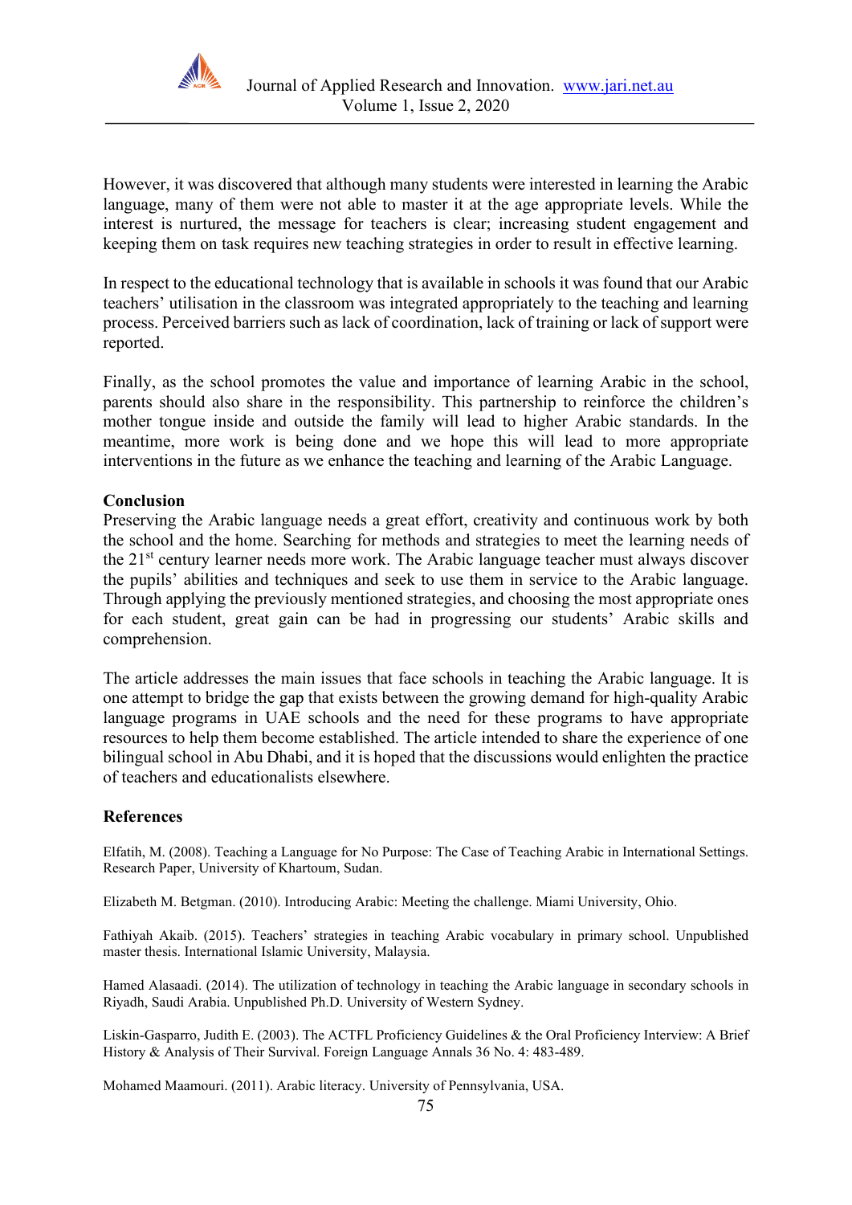However, it was discovered that although many students were interested in learning the Arabic language, many of them were not able to master it at the age appropriate levels. While the interest is nurtured, the message for teachers is clear; increasing student engagement and keeping them on task requires new teaching strategies in order to result in effective learning.

In respect to the educational technology that is available in schools it was found that our Arabic teachers' utilisation in the classroom was integrated appropriately to the teaching and learning process. Perceived barriers such as lack of coordination, lack of training or lack of support were reported.

Finally, as the school promotes the value and importance of learning Arabic in the school, parents should also share in the responsibility. This partnership to reinforce the children's mother tongue inside and outside the family will lead to higher Arabic standards. In the meantime, more work is being done and we hope this will lead to more appropriate interventions in the future as we enhance the teaching and learning of the Arabic Language.

## Conclusion

Preserving the Arabic language needs a great effort, creativity and continuous work by both the school and the home. Searching for methods and strategies to meet the learning needs of the 21st century learner needs more work. The Arabic language teacher must always discover the pupils' abilities and techniques and seek to use them in service to the Arabic language. Through applying the previously mentioned strategies, and choosing the most appropriate ones for each student, great gain can be had in progressing our students' Arabic skills and comprehension.

The article addresses the main issues that face schools in teaching the Arabic language. It is one attempt to bridge the gap that exists between the growing demand for high-quality Arabic language programs in UAE schools and the need for these programs to have appropriate resources to help them become established. The article intended to share the experience of one bilingual school in Abu Dhabi, and it is hoped that the discussions would enlighten the practice of teachers and educationalists elsewhere.

## References

Elfatih, M. (2008). Teaching a Language for No Purpose: The Case of Teaching Arabic in International Settings. Research Paper, University of Khartoum, Sudan.

Elizabeth M. Betgman. (2010). Introducing Arabic: Meeting the challenge. Miami University, Ohio.

Fathiyah Akaib. (2015). Teachers' strategies in teaching Arabic vocabulary in primary school. Unpublished master thesis. International Islamic University, Malaysia.

Hamed Alasaadi. (2014). The utilization of technology in teaching the Arabic language in secondary schools in Riyadh, Saudi Arabia. Unpublished Ph.D. University of Western Sydney.

Liskin-Gasparro, Judith E. (2003). The ACTFL Proficiency Guidelines & the Oral Proficiency Interview: A Brief History & Analysis of Their Survival. Foreign Language Annals 36 No. 4: 483-489.

Mohamed Maamouri. (2011). Arabic literacy. University of Pennsylvania, USA.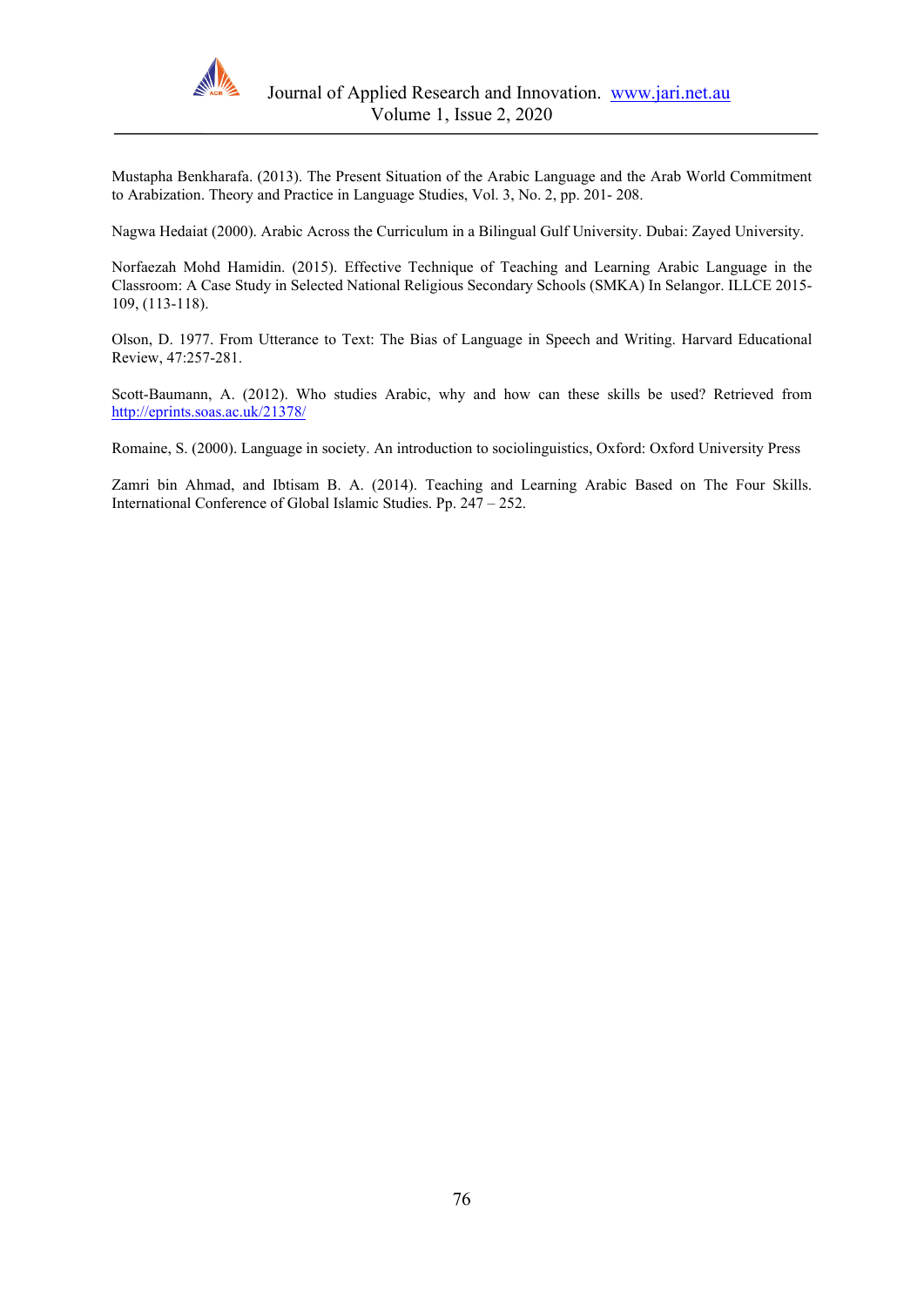Mustapha Benkharafa. (2013). The Present Situation of the Arabic Language and the Arab World Commitment to Arabization. Theory and Practice in Language Studies, Vol. 3, No. 2, pp. 201- 208.

Nagwa Hedaiat (2000). Arabic Across the Curriculum in a Bilingual Gulf University. Dubai: Zayed University.

Norfaezah Mohd Hamidin. (2015). Effective Technique of Teaching and Learning Arabic Language in the Classroom: A Case Study in Selected National Religious Secondary Schools (SMKA) In Selangor. ILLCE 2015-109, (113-118).

Olson, D. 1977. From Utterance to Text: The Bias of Language in Speech and Writing. Harvard Educational Review, 47:257-281.

Scott-Baumann, A. (2012). Who studies Arabic, why and how can these skills be used? Retrieved from http://eprints.soas.ac.uk/21378/

Romaine, S. (2000). Language in society. An introduction to sociolinguistics, Oxford: Oxford University Press

Zamri bin Ahmad, and Ibtisam B. A. (2014). Teaching and Learning Arabic Based on The Four Skills. International Conference of Global Islamic Studies. Pp. 247 – 252.